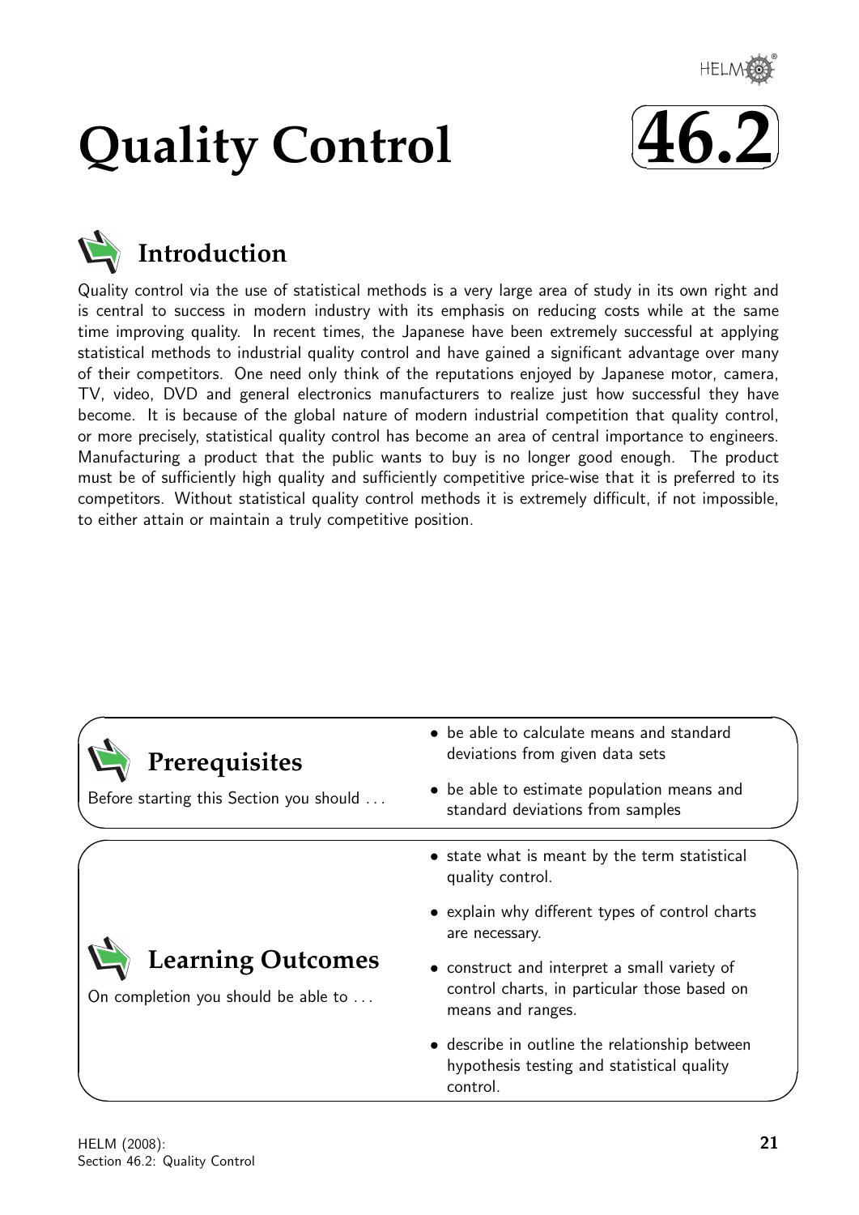# Quality Control

**46.2**

## Introduction

Quality control via the use of statistical methods is a very large area of study in its own right and is central to success in modern industry with its emphasis on reducing costs while at the same time improving quality. In recent times, the Japanese have been extremely successful at applying statistical methods to industrial quality control and have gained a significant advantage over many of their competitors. One need only think of the reputations enjoyed by Japanese motor, camera, TV, video, DVD and general electronics manufacturers to realize just how successful they have become. It is because of the global nature of modern industrial competition that quality control, or more precisely, statistical quality control has become an area of central importance to engineers. Manufacturing a product that the public wants to buy is no longer good enough. The product must be of sufficiently high quality and sufficiently competitive price-wise that it is preferred to its competitors. Without statistical quality control methods it is extremely difficult, if not impossible, to either attain or maintain a truly competitive position.

## Prerequisites

Before starting this Section you should ...

- be able to calculate means and standard deviations from given data sets
- be able to estimate population means and standard deviations from samples

## Learning Outcomes

On completion you should be able to ...

- state what is meant by the term statistical quality control.
- explain why different types of control charts are necessary.
- construct and interpret a small variety of control charts, in particular those based on means and ranges.
- describe in outline the relationship between hypothesis testing and statistical quality control.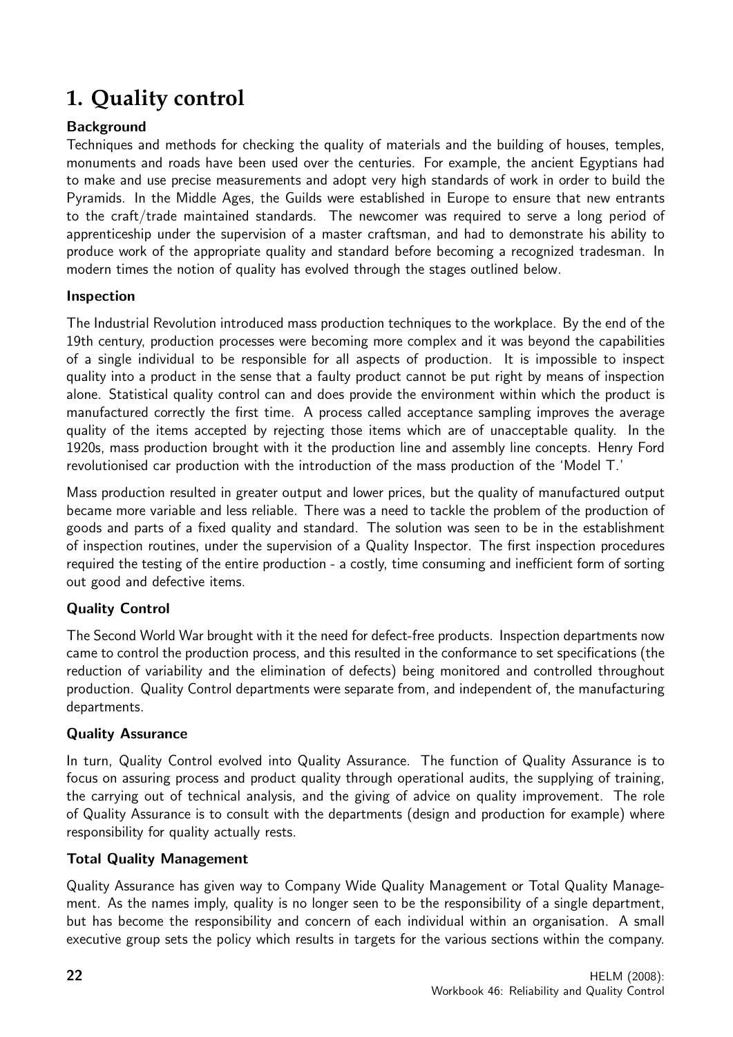# 1. Quality control

### Background

Techniques and methods for checking the quality of materials and the building of houses, temples, monuments and roads have been used over the centuries. For example, the ancient Egyptians had to make and use precise measurements and adopt very high standards of work in order to build the Pyramids. In the Middle Ages, the Guilds were established in Europe to ensure that new entrants to the craft/trade maintained standards. The newcomer was required to serve a long period of apprenticeship under the supervision of a master craftsman, and had to demonstrate his ability to produce work of the appropriate quality and standard before becoming a recognized tradesman. In modern times the notion of quality has evolved through the stages outlined below.

### Inspection

The Industrial Revolution introduced mass production techniques to the workplace. By the end of the 19th century, production processes were becoming more complex and it was beyond the capabilities of a single individual to be responsible for all aspects of production. It is impossible to inspect quality into a product in the sense that a faulty product cannot be put right by means of inspection alone. Statistical quality control can and does provide the environment within which the product is manufactured correctly the first time. A process called acceptance sampling improves the average quality of the items accepted by rejecting those items which are of unacceptable quality. In the 1920s, mass production brought with it the production line and assembly line concepts. Henry Ford revolutionised car production with the introduction of the mass production of the 'Model T.'

Mass production resulted in greater output and lower prices, but the quality of manufactured output became more variable and less reliable. There was a need to tackle the problem of the production of goods and parts of a fixed quality and standard. The solution was seen to be in the establishment of inspection routines, under the supervision of a Quality Inspector. The first inspection procedures required the testing of the entire production - a costly, time consuming and inefficient form of sorting out good and defective items.

### Quality Control

The Second World War brought with it the need for defect-free products. Inspection departments now came to control the production process, and this resulted in the conformance to set specifications (the reduction of variability and the elimination of defects) being monitored and controlled throughout production. Quality Control departments were separate from, and independent of, the manufacturing departments.

### Quality Assurance

In turn, Quality Control evolved into Quality Assurance. The function of Quality Assurance is to focus on assuring process and product quality through operational audits, the supplying of training, the carrying out of technical analysis, and the giving of advice on quality improvement. The role of Quality Assurance is to consult with the departments (design and production for example) where responsibility for quality actually rests.

### Total Quality Management

Quality Assurance has given way to Company Wide Quality Management or Total Quality Management. As the names imply, quality is no longer seen to be the responsibility of a single department, but has become the responsibility and concern of each individual within an organisation. A small executive group sets the policy which results in targets for the various sections within the company.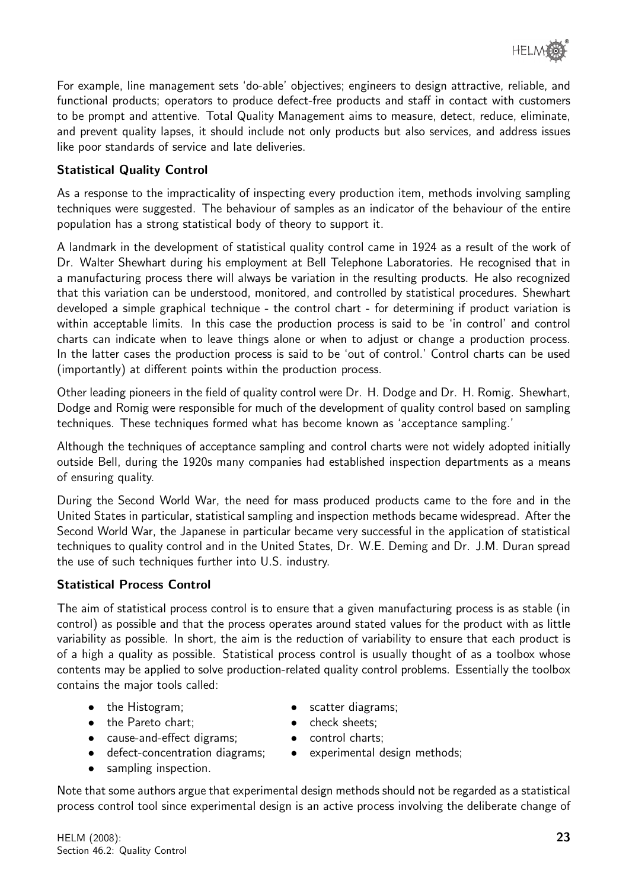For example, line management sets 'do-able' objectives; engineers to design attractive, reliable, and functional products; operators to produce defect-free products and staff in contact with customers to be prompt and attentive. Total Quality Management aims to measure, detect, reduce, eliminate, and prevent quality lapses, it should include not only products but also services, and address issues like poor standards of service and late deliveries.

**Statistical Quality Control**

As a response to the impracticality of inspecting every production item, methods involving sampling techniques were suggested. The behaviour of samples as an indicator of the behaviour of the entire population has a strong statistical body of theory to support it.

A landmark in the development of statistical quality control came in 1924 as a result of the work of Dr. Walter Shewhart during his employment at Bell Telephone Laboratories. He recognised that in a manufacturing process there will always be variation in the resulting products. He also recognized that this variation can be understood, monitored, and controlled by statistical procedures. Shewhart developed a simple graphical technique - the control chart - for determining if product variation is within acceptable limits. In this case the production process is said to be 'in control' and control charts can indicate when to leave things alone or when to adjust or change a production process. In the latter cases the production process is said to be 'out of control.' Control charts can be used (importantly) at different points within the production process.

Other leading pioneers in the field of quality control were Dr. H. Dodge and Dr. H. Romig. Shewhart, Dodge and Romig were responsible for much of the development of quality control based on sampling techniques. These techniques formed what has become known as 'acceptance sampling.'

Although the techniques of acceptance sampling and control charts were not widely adopted initially outside Bell, during the 1920s many companies had established inspection departments as a means of ensuring quality.

During the Second World War, the need for mass produced products came to the fore and in the United States in particular, statistical sampling and inspection methods became widespread. After the Second World War, the Japanese in particular became very successful in the application of statistical techniques to quality control and in the United States, Dr. W.E. Deming and Dr. J.M. Duran spread the use of such techniques further into U.S. industry.

**Statistical Process Control**

The aim of statistical process control is to ensure that a given manufacturing process is as stable (in control) as possible and that the process operates around stated values for the product with as little variability as possible. In short, the aim is the reduction of variability to ensure that each product is of a high a quality as possible. Statistical process control is usually thought of as a toolbox whose contents may be applied to solve production-related quality control problems. Essentially the toolbox contains the major tools called:

- the Histogram;
- scatter diagrams;
- the Pareto chart;
- check sheets;
- cause-and-effect digrams;
- control charts;
- defect-concentration diagrams;
- experimental design methods;
- sampling inspection.

Note that some authors argue that experimental design methods should not be regarded as a statistical process control tool since experimental design is an active process involving the deliberate change of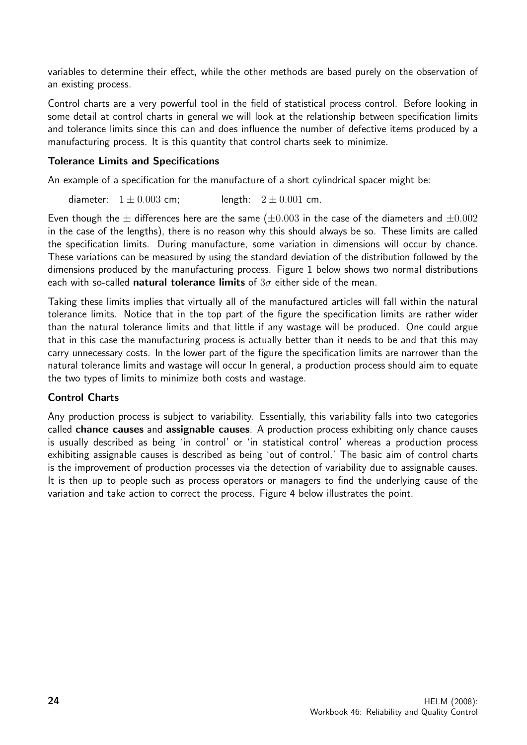variables to determine their effect, while the other methods are based purely on the observation of an existing process.

Control charts are a very powerful tool in the field of statistical process control. Before looking in some detail at control charts in general we will look at the relationship between specification limits and tolerance limits since this can and does influence the number of defective items produced by a manufacturing process. It is this quantity that control charts seek to minimize.

### Tolerance Limits and Specifications

An example of a specification for the manufacture of a short cylindrical spacer might be:

diameter: $1 \pm 0.003$ cm; length: $2 \pm 0.001$ cm.

Even though the $\pm$ differences here are the same ($\pm 0.003$ in the case of the diameters and $\pm 0.002$ in the case of the lengths), there is no reason why this should always be so. These limits are called the specification limits. During manufacture, some variation in dimensions will occur by chance. These variations can be measured by using the standard deviation of the distribution followed by the dimensions produced by the manufacturing process. Figure 1 below shows two normal distributions each with so-called **natural tolerance limits** of $3\sigma$ either side of the mean.

Taking these limits implies that virtually all of the manufactured articles will fall within the natural tolerance limits. Notice that in the top part of the figure the specification limits are rather wider than the natural tolerance limits and that little if any wastage will be produced. One could argue that in this case the manufacturing process is actually better than it needs to be and that this may carry unnecessary costs. In the lower part of the figure the specification limits are narrower than the natural tolerance limits and wastage will occur In general, a production process should aim to equate the two types of limits to minimize both costs and wastage.

### Control Charts

Any production process is subject to variability. Essentially, this variability falls into two categories called **chance causes** and **assignable causes**. A production process exhibiting only chance causes is usually described as being 'in control' or 'in statistical control' whereas a production process exhibiting assignable causes is described as being 'out of control.' The basic aim of control charts is the improvement of production processes via the detection of variability due to assignable causes. It is then up to people such as process operators or managers to find the underlying cause of the variation and take action to correct the process. Figure 4 below illustrates the point.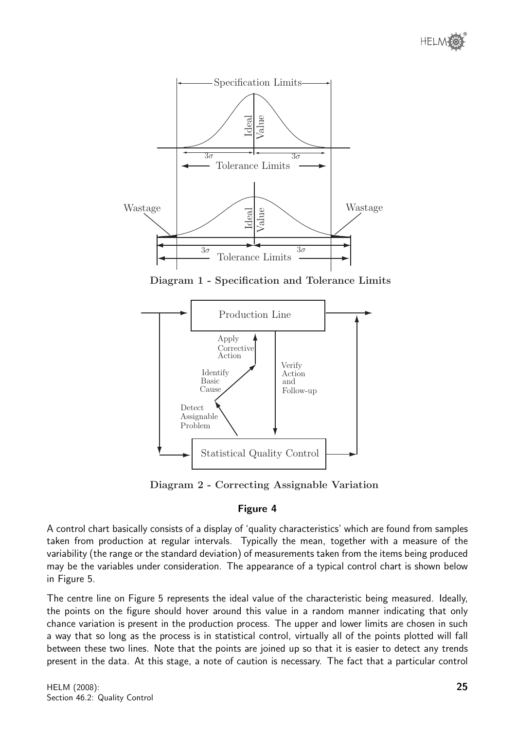Diagram 1 - Specification and Tolerance Limits

Diagram 2 - Correcting Assignable Variation

**Figure 4**

A control chart basically consists of a display of 'quality characteristics' which are found from samples taken from production at regular intervals. Typically the mean, together with a measure of the variability (the range or the standard deviation) of measurements taken from the items being produced may be the variables under consideration. The appearance of a typical control chart is shown below in Figure 5.

The centre line on Figure 5 represents the ideal value of the characteristic being measured. Ideally, the points on the figure should hover around this value in a random manner indicating that only chance variation is present in the production process. The upper and lower limits are chosen in such a way that so long as the process is in statistical control, virtually all of the points plotted will fall between these two lines. Note that the points are joined up so that it is easier to detect any trends present in the data. At this stage, a note of caution is necessary. The fact that a particular control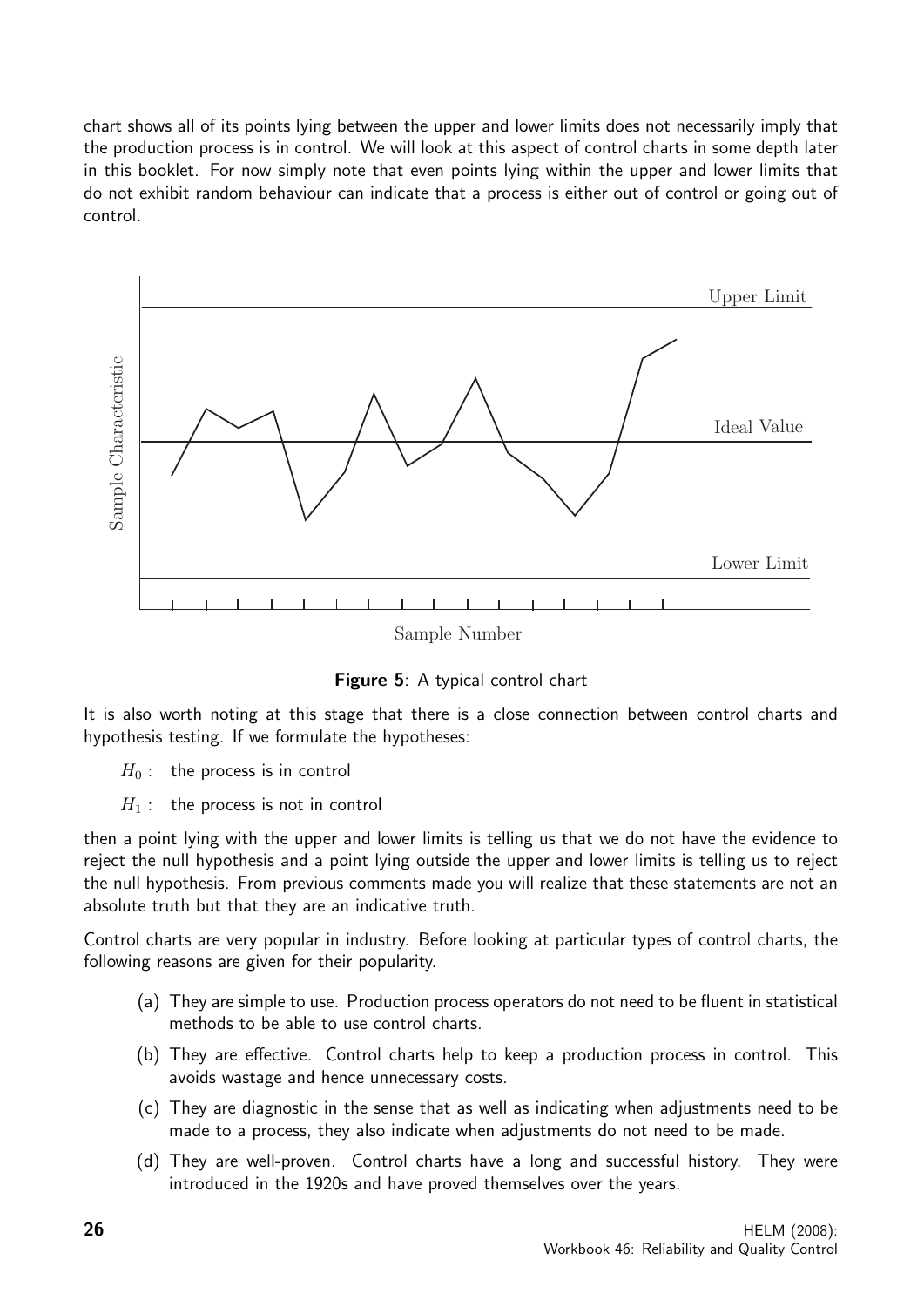chart shows all of its points lying between the upper and lower limits does not necessarily imply that the production process is in control. We will look at this aspect of control charts in some depth later in this booklet. For now simply note that even points lying within the upper and lower limits that do not exhibit random behaviour can indicate that a process is either out of control or going out of control.

**Figure 5**: A typical control chart

It is also worth noting at this stage that there is a close connection between control charts and hypothesis testing. If we formulate the hypotheses:

$H_0$ : the process is in control

$H_1$ : the process is not in control

then a point lying with the upper and lower limits is telling us that we do not have the evidence to reject the null hypothesis and a point lying outside the upper and lower limits is telling us to reject the null hypothesis. From previous comments made you will realize that these statements are not an absolute truth but that they are an indicative truth.

Control charts are very popular in industry. Before looking at particular types of control charts, the following reasons are given for their popularity.

(a) They are simple to use. Production process operators do not need to be fluent in statistical methods to be able to use control charts.

(b) They are effective. Control charts help to keep a production process in control. This avoids wastage and hence unnecessary costs.

(c) They are diagnostic in the sense that as well as indicating when adjustments need to be made to a process, they also indicate when adjustments do not need to be made.

(d) They are well-proven. Control charts have a long and successful history. They were introduced in the 1920s and have proved themselves over the years.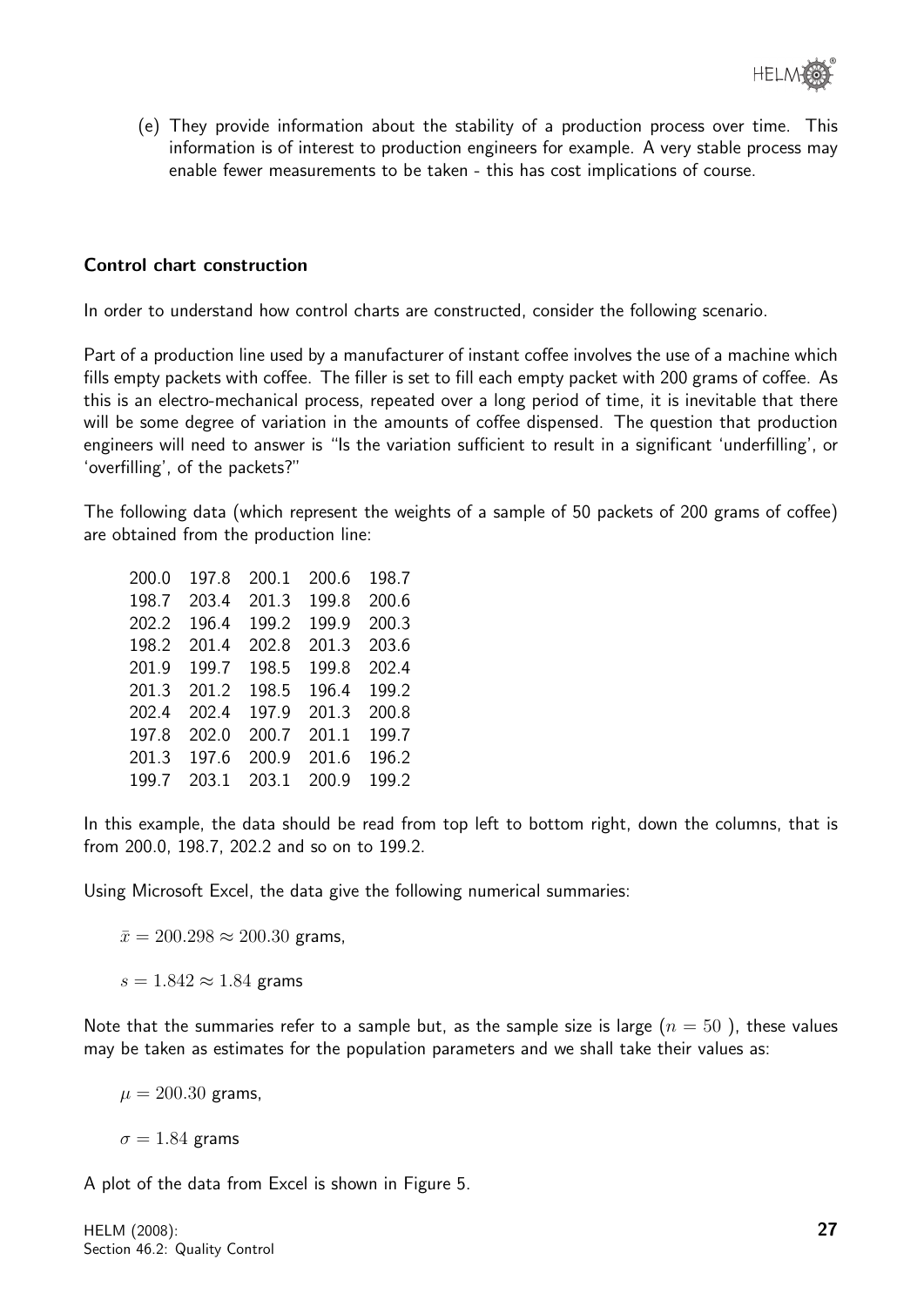(e) They provide information about the stability of a production process over time. This information is of interest to production engineers for example. A very stable process may enable fewer measurements to be taken - this has cost implications of course.

### Control chart construction

In order to understand how control charts are constructed, consider the following scenario.

Part of a production line used by a manufacturer of instant coffee involves the use of a machine which fills empty packets with coffee. The filler is set to fill each empty packet with 200 grams of coffee. As this is an electro-mechanical process, repeated over a long period of time, it is inevitable that there will be some degree of variation in the amounts of coffee dispensed. The question that production engineers will need to answer is "Is the variation sufficient to result in a significant 'underfilling', or 'overfilling', of the packets?"

The following data (which represent the weights of a sample of 50 packets of 200 grams of coffee) are obtained from the production line:

| | | | | |
|---|---|---|---|---|
| 200.0 | 197.8 | 200.1 | 200.6 | 198.7 |
| 198.7 | 203.4 | 201.3 | 199.8 | 200.6 |
| 202.2 | 196.4 | 199.2 | 199.9 | 200.3 |
| 198.2 | 201.4 | 202.8 | 201.3 | 203.6 |
| 201.9 | 199.7 | 198.5 | 199.8 | 202.4 |
| 201.3 | 201.2 | 198.5 | 196.4 | 199.2 |
| 202.4 | 202.4 | 197.9 | 201.3 | 200.8 |
| 197.8 | 202.0 | 200.7 | 201.1 | 199.7 |
| 201.3 | 197.6 | 200.9 | 201.6 | 196.2 |
| 199.7 | 203.1 | 203.1 | 200.9 | 199.2 |

In this example, the data should be read from top left to bottom right, down the columns, that is from 200.0, 198.7, 202.2 and so on to 199.2.

Using Microsoft Excel, the data give the following numerical summaries:

$\bar{x} = 200.298 \approx 200.30$ grams,

$s = 1.842 \approx 1.84$ grams

Note that the summaries refer to a sample but, as the sample size is large ($n = 50$ ), these values may be taken as estimates for the population parameters and we shall take their values as:

$\mu = 200.30$ grams,

$\sigma = 1.84$ grams

A plot of the data from Excel is shown in Figure 5.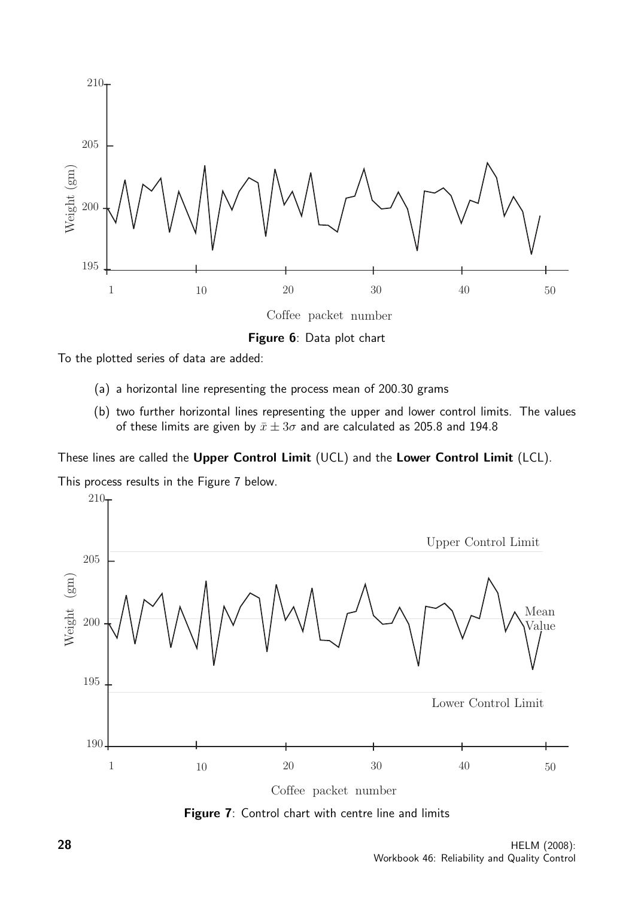**Figure 6**: Data plot chart

To the plotted series of data are added:

(a) a horizontal line representing the process mean of 200.30 grams

(b) two further horizontal lines representing the upper and lower control limits. The values of these limits are given by $\bar{x} \pm 3\sigma$ and are calculated as 205.8 and 194.8

These lines are called the **Upper Control Limit** (UCL) and the **Lower Control Limit** (LCL).

This process results in the Figure 7 below.

**Figure 7**: Control chart with centre line and limits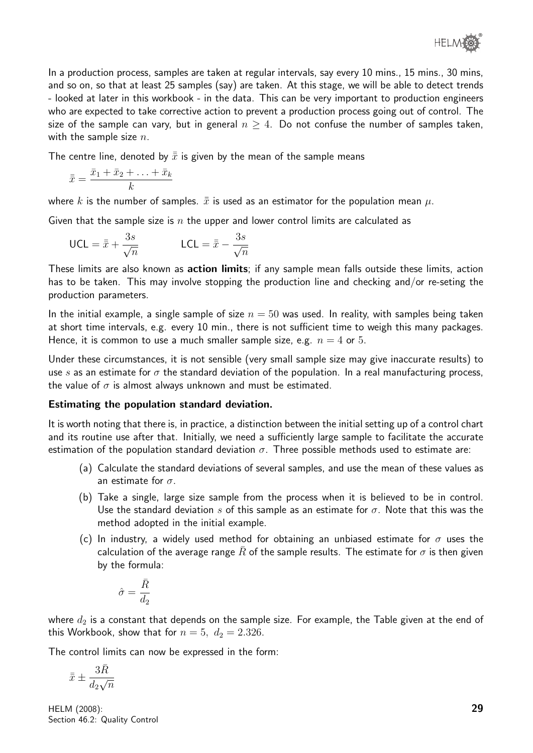In a production process, samples are taken at regular intervals, say every 10 mins., 15 mins., 30 mins, and so on, so that at least 25 samples (say) are taken. At this stage, we will be able to detect trends - looked at later in this workbook - in the data. This can be very important to production engineers who are expected to take corrective action to prevent a production process going out of control. The size of the sample can vary, but in general $n \geq 4$. Do not confuse the number of samples taken, with the sample size $n$.

The centre line, denoted by $\bar{\bar{x}}$ is given by the mean of the sample means

$$\bar{\bar{x}} = \frac{\bar{x}_1 + \bar{x}_2 + \ldots + \bar{x}_k}{k}$$

where $k$ is the number of samples. $\bar{\bar{x}}$ is used as an estimator for the population mean $\mu$.

Given that the sample size is $n$ the upper and lower control limits are calculated as

$$\text{UCL} = \bar{\bar{x}} + \frac{3s}{\sqrt{n}} \qquad \text{LCL} = \bar{\bar{x}} - \frac{3s}{\sqrt{n}}$$

These limits are also known as **action limits**; if any sample mean falls outside these limits, action has to be taken. This may involve stopping the production line and checking and/or re-seting the production parameters.

In the initial example, a single sample of size $n = 50$ was used. In reality, with samples being taken at short time intervals, e.g. every 10 min., there is not sufficient time to weigh this many packages. Hence, it is common to use a much smaller sample size, e.g. $n = 4$ or $5$.

Under these circumstances, it is not sensible (very small sample size may give inaccurate results) to use $s$ as an estimate for $\sigma$ the standard deviation of the population. In a real manufacturing process, the value of $\sigma$ is almost always unknown and must be estimated.

**Estimating the population standard deviation.**

It is worth noting that there is, in practice, a distinction between the initial setting up of a control chart and its routine use after that. Initially, we need a sufficiently large sample to facilitate the accurate estimation of the population standard deviation $\sigma$. Three possible methods used to estimate are:

(a) Calculate the standard deviations of several samples, and use the mean of these values as an estimate for $\sigma$.

(b) Take a single, large size sample from the process when it is believed to be in control. Use the standard deviation $s$ of this sample as an estimate for $\sigma$. Note that this was the method adopted in the initial example.

(c) In industry, a widely used method for obtaining an unbiased estimate for $\sigma$ uses the calculation of the average range $\bar{R}$ of the sample results. The estimate for $\sigma$ is then given by the formula:

$$\hat{\sigma} = \frac{\bar{R}}{d_2}$$

where $d_2$ is a constant that depends on the sample size. For example, the Table given at the end of this Workbook, show that for $n = 5,\ d_2 = 2.326$.

The control limits can now be expressed in the form:

$$\bar{\bar{x}} \pm \frac{3\bar{R}}{d_2\sqrt{n}}$$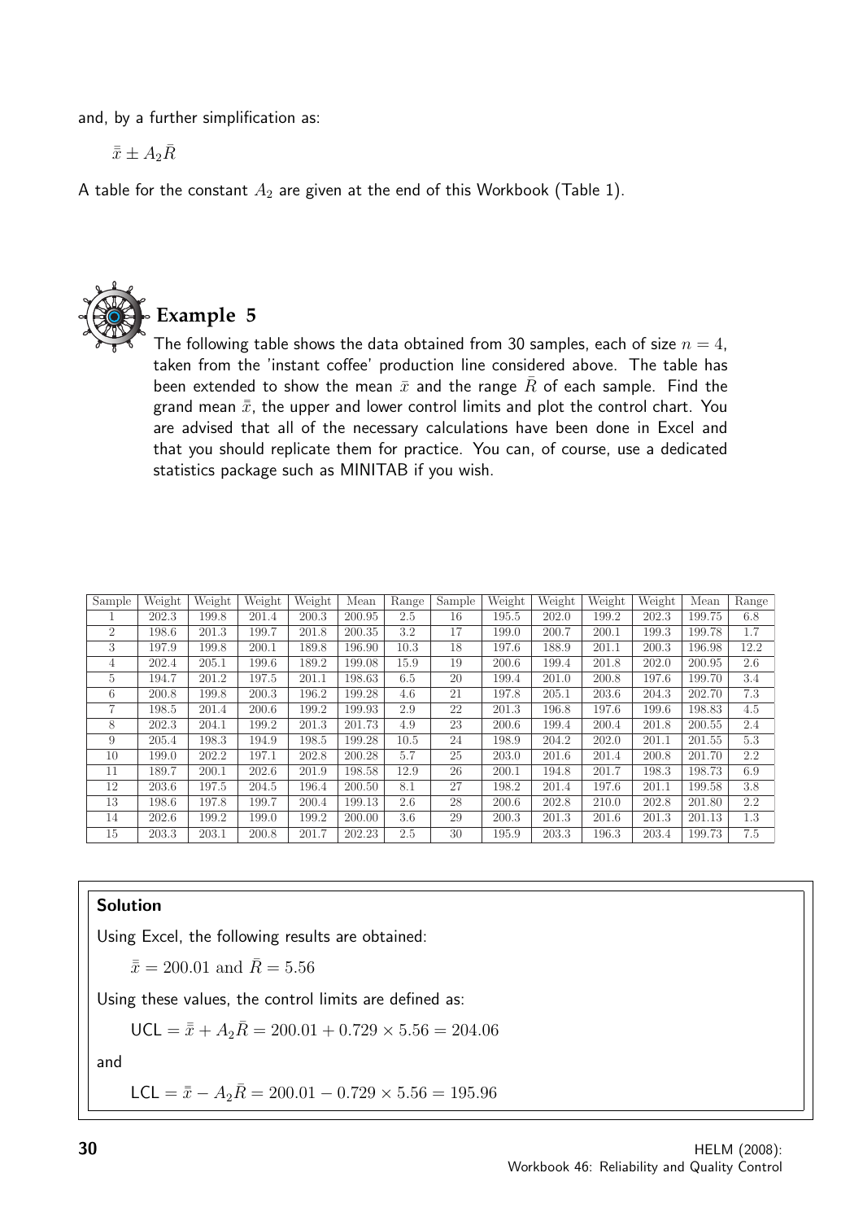and, by a further simplification as:

$$\bar{\bar{x}} \pm A_2\bar{R}$$

A table for the constant $A_2$ are given at the end of this Workbook (Table 1).

## Example 5

The following table shows the data obtained from 30 samples, each of size $n = 4$, taken from the 'instant coffee' production line considered above. The table has been extended to show the mean $\bar{x}$ and the range $\bar{R}$ of each sample. Find the grand mean $\bar{\bar{x}}$, the upper and lower control limits and plot the control chart. You are advised that all of the necessary calculations have been done in Excel and that you should replicate them for practice. You can, of course, use a dedicated statistics package such as MINITAB if you wish.

| Sample | Weight | Weight | Weight | Weight | Mean | Range | Sample | Weight | Weight | Weight | Weight | Mean | Range |
|---|---|---|---|---|---|---|---|---|---|---|---|---|---|
| 1 | 202.3 | 199.8 | 201.4 | 200.3 | 200.95 | 2.5 | 16 | 195.5 | 202.0 | 199.2 | 202.3 | 199.75 | 6.8 |
| 2 | 198.6 | 201.3 | 199.7 | 201.8 | 200.35 | 3.2 | 17 | 199.0 | 200.7 | 200.1 | 199.3 | 199.78 | 1.7 |
| 3 | 197.9 | 199.8 | 200.1 | 189.8 | 196.90 | 10.3 | 18 | 197.6 | 188.9 | 201.1 | 200.3 | 196.98 | 12.2 |
| 4 | 202.4 | 205.1 | 199.6 | 189.2 | 199.08 | 15.9 | 19 | 200.6 | 199.4 | 201.8 | 202.0 | 200.95 | 2.6 |
| 5 | 194.7 | 201.2 | 197.5 | 201.1 | 198.63 | 6.5 | 20 | 199.4 | 201.0 | 200.8 | 197.6 | 199.70 | 3.4 |
| 6 | 200.8 | 199.8 | 200.3 | 196.2 | 199.28 | 4.6 | 21 | 197.8 | 205.1 | 203.6 | 204.3 | 202.70 | 7.3 |
| 7 | 198.5 | 201.4 | 200.6 | 199.2 | 199.93 | 2.9 | 22 | 201.3 | 196.8 | 197.6 | 199.6 | 198.83 | 4.5 |
| 8 | 202.3 | 204.1 | 199.2 | 201.3 | 201.73 | 4.9 | 23 | 200.6 | 199.4 | 200.4 | 201.8 | 200.55 | 2.4 |
| 9 | 205.4 | 198.3 | 194.9 | 198.5 | 199.28 | 10.5 | 24 | 198.9 | 204.2 | 202.0 | 201.1 | 201.55 | 5.3 |
| 10 | 199.0 | 202.2 | 197.1 | 202.8 | 200.28 | 5.7 | 25 | 203.0 | 201.6 | 201.4 | 200.8 | 201.70 | 2.2 |
| 11 | 189.7 | 200.1 | 202.6 | 201.9 | 198.58 | 12.9 | 26 | 200.1 | 194.8 | 201.7 | 198.3 | 198.73 | 6.9 |
| 12 | 203.6 | 197.5 | 204.5 | 196.4 | 200.50 | 8.1 | 27 | 198.2 | 201.4 | 197.6 | 201.1 | 199.58 | 3.8 |
| 13 | 198.6 | 197.8 | 199.7 | 200.4 | 199.13 | 2.6 | 28 | 200.6 | 202.8 | 210.0 | 202.8 | 201.80 | 2.2 |
| 14 | 202.6 | 199.2 | 199.0 | 199.2 | 200.00 | 3.6 | 29 | 200.3 | 201.3 | 201.6 | 201.3 | 201.13 | 1.3 |
| 15 | 203.3 | 203.1 | 200.8 | 201.7 | 202.23 | 2.5 | 30 | 195.9 | 203.3 | 196.3 | 203.4 | 199.73 | 7.5 |

**Solution**

Using Excel, the following results are obtained:

$$\bar{\bar{x}} = 200.01 \text{ and } \bar{R} = 5.56$$

Using these values, the control limits are defined as:

$$\text{UCL} = \bar{\bar{x}} + A_2\bar{R} = 200.01 + 0.729 \times 5.56 = 204.06$$

and

$$\text{LCL} = \bar{\bar{x}} - A_2\bar{R} = 200.01 - 0.729 \times 5.56 = 195.96$$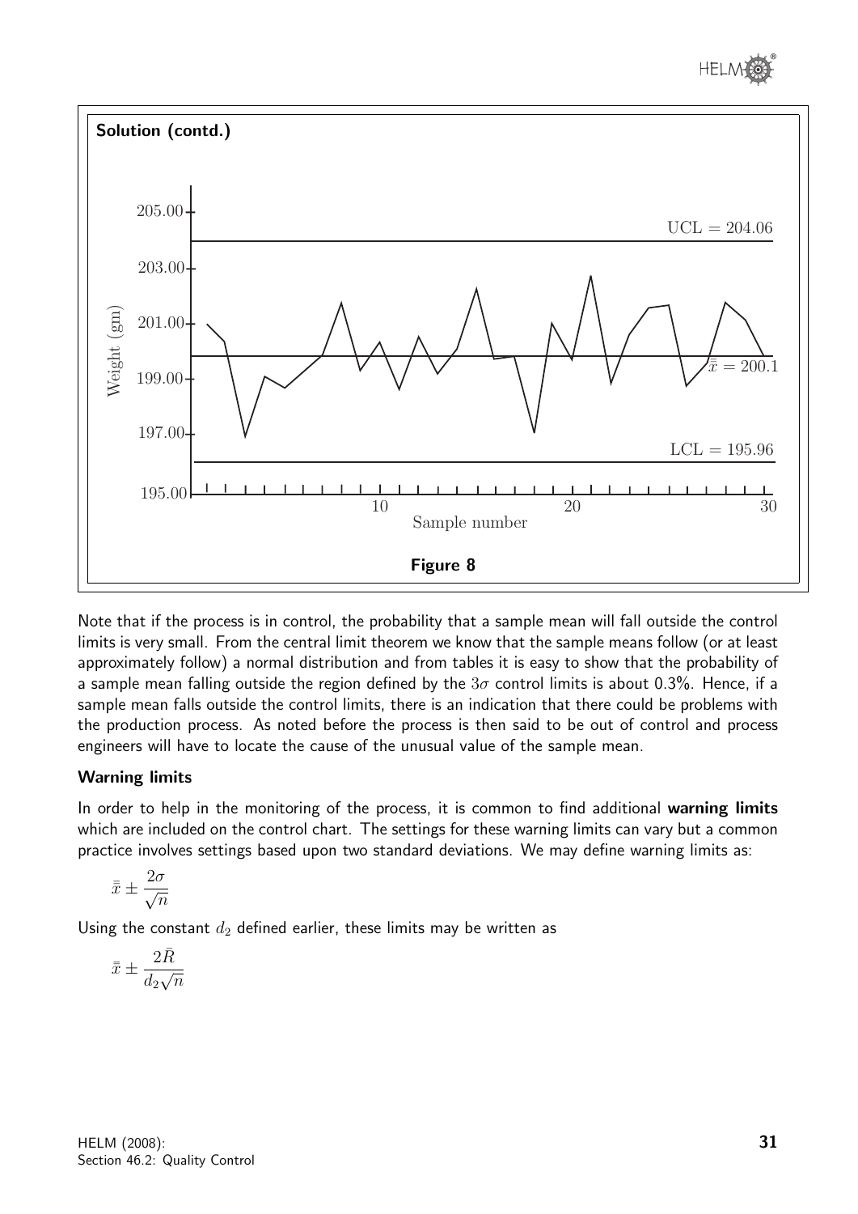**Solution (contd.)**

Figure 8

Note that if the process is in control, the probability that a sample mean will fall outside the control limits is very small. From the central limit theorem we know that the sample means follow (or at least approximately follow) a normal distribution and from tables it is easy to show that the probability of a sample mean falling outside the region defined by the $3\sigma$ control limits is about 0.3%. Hence, if a sample mean falls outside the control limits, there is an indication that there could be problems with the production process. As noted before the process is then said to be out of control and process engineers will have to locate the cause of the unusual value of the sample mean.

### Warning limits

In order to help in the monitoring of the process, it is common to find additional **warning limits** which are included on the control chart. The settings for these warning limits can vary but a common practice involves settings based upon two standard deviations. We may define warning limits as:

$$\bar{\bar{x}} \pm \frac{2\sigma}{\sqrt{n}}$$

Using the constant $d_2$ defined earlier, these limits may be written as

$$\bar{\bar{x}} \pm \frac{2\bar{R}}{d_2\sqrt{n}}$$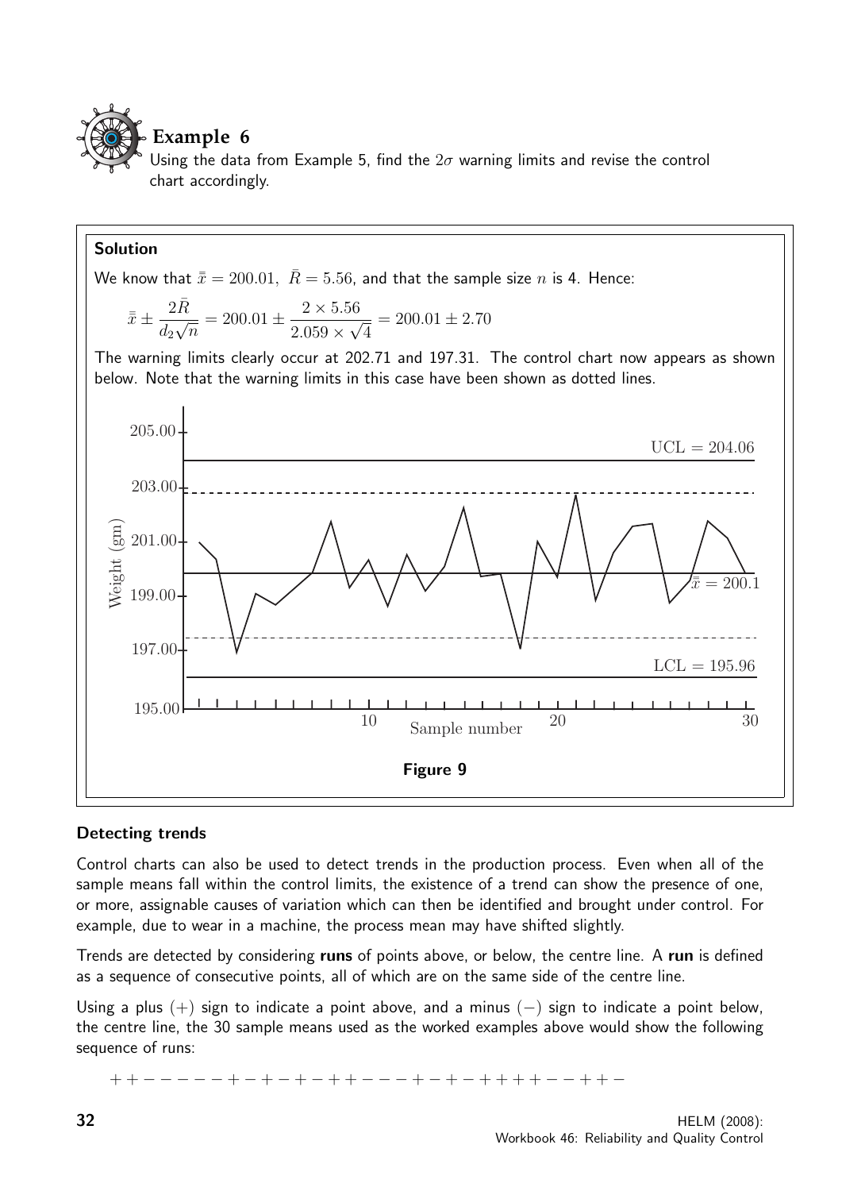## Example 6

Using the data from Example 5, find the $2\sigma$ warning limits and revise the control chart accordingly.

### Solution

We know that $\bar{\bar{x}} = 200.01$, $\bar{R} = 5.56$, and that the sample size $n$ is 4. Hence:

$$\bar{\bar{x}} \pm \frac{2\bar{R}}{d_2\sqrt{n}} = 200.01 \pm \frac{2 \times 5.56}{2.059 \times \sqrt{4}} = 200.01 \pm 2.70$$

The warning limits clearly occur at 202.71 and 197.31. The control chart now appears as shown below. Note that the warning limits in this case have been shown as dotted lines.

**Figure 9**

## Detecting trends

Control charts can also be used to detect trends in the production process. Even when all of the sample means fall within the control limits, the existence of a trend can show the presence of one, or more, assignable causes of variation which can then be identified and brought under control. For example, due to wear in a machine, the process mean may have shifted slightly.

Trends are detected by considering **runs** of points above, or below, the centre line. A **run** is defined as a sequence of consecutive points, all of which are on the same side of the centre line.

Using a plus $(+)$ sign to indicate a point above, and a minus $(-)$ sign to indicate a point below, the centre line, the 30 sample means used as the worked examples above would show the following sequence of runs:

$$+ + - - - - - + - + - + - + + - - - + - + - + + + + - - + + -$$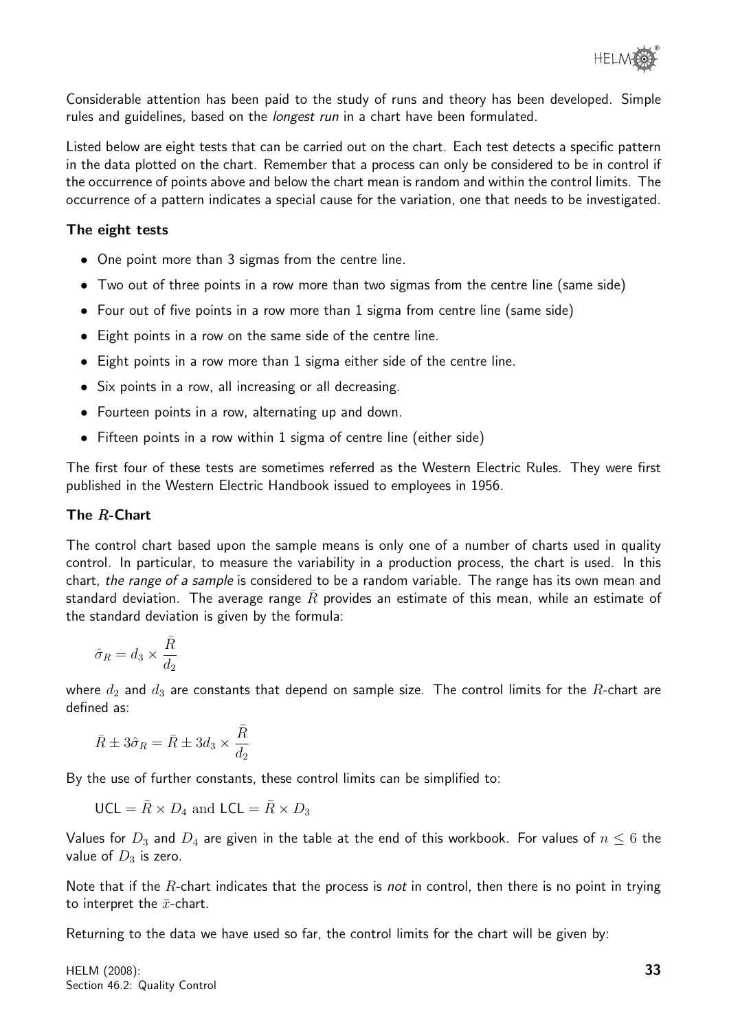Considerable attention has been paid to the study of runs and theory has been developed. Simple rules and guidelines, based on the *longest run* in a chart have been formulated.

Listed below are eight tests that can be carried out on the chart. Each test detects a specific pattern in the data plotted on the chart. Remember that a process can only be considered to be in control if the occurrence of points above and below the chart mean is random and within the control limits. The occurrence of a pattern indicates a special cause for the variation, one that needs to be investigated.

**The eight tests**

- One point more than 3 sigmas from the centre line.
- Two out of three points in a row more than two sigmas from the centre line (same side)
- Four out of five points in a row more than 1 sigma from centre line (same side)
- Eight points in a row on the same side of the centre line.
- Eight points in a row more than 1 sigma either side of the centre line.
- Six points in a row, all increasing or all decreasing.
- Fourteen points in a row, alternating up and down.
- Fifteen points in a row within 1 sigma of centre line (either side)

The first four of these tests are sometimes referred as the Western Electric Rules. They were first published in the Western Electric Handbook issued to employees in 1956.

**The $R$-Chart**

The control chart based upon the sample means is only one of a number of charts used in quality control. In particular, to measure the variability in a production process, the chart is used. In this chart, *the range of a sample* is considered to be a random variable. The range has its own mean and standard deviation. The average range $\bar{R}$ provides an estimate of this mean, while an estimate of the standard deviation is given by the formula:

$$\hat{\sigma}_R = d_3 \times \frac{\bar{R}}{d_2}$$

where $d_2$ and $d_3$ are constants that depend on sample size. The control limits for the $R$-chart are defined as:

$$\bar{R} \pm 3\hat{\sigma}_R = \bar{R} \pm 3d_3 \times \frac{\bar{R}}{d_2}$$

By the use of further constants, these control limits can be simplified to:

$$\text{UCL} = \bar{R} \times D_4 \text{ and } \text{LCL} = \bar{R} \times D_3$$

Values for $D_3$ and $D_4$ are given in the table at the end of this workbook. For values of $n \leq 6$ the value of $D_3$ is zero.

Note that if the $R$-chart indicates that the process is *not* in control, then there is no point in trying to interpret the $\bar{x}$-chart.

Returning to the data we have used so far, the control limits for the chart will be given by: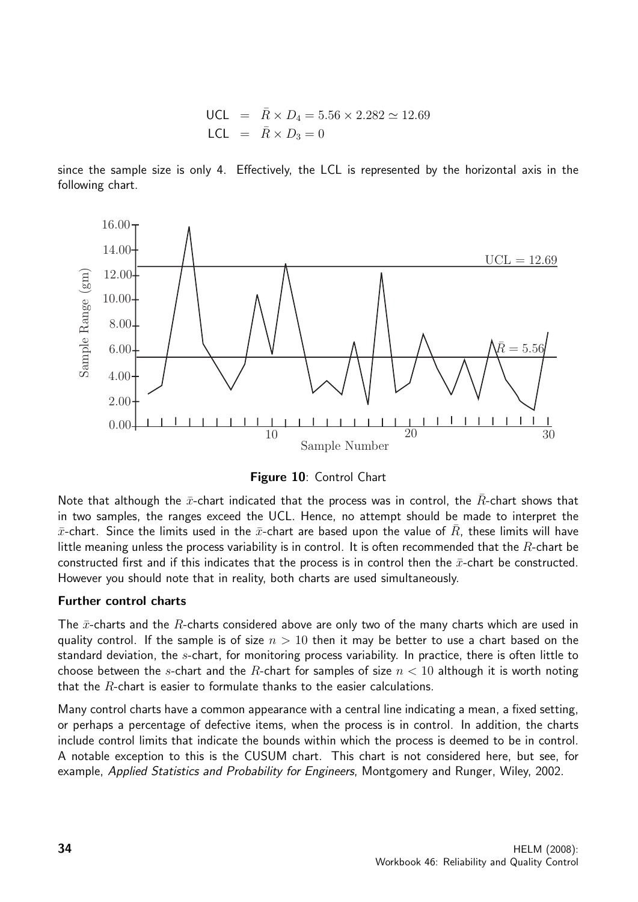$$\text{UCL} = \bar{R} \times D_4 = 5.56 \times 2.282 \simeq 12.69$$
$$\text{LCL} = \bar{R} \times D_3 = 0$$

since the sample size is only 4. Effectively, the LCL is represented by the horizontal axis in the following chart.

**Figure 10**: Control Chart

Note that although the $\bar{x}$-chart indicated that the process was in control, the $\bar{R}$-chart shows that in two samples, the ranges exceed the UCL. Hence, no attempt should be made to interpret the $\bar{x}$-chart. Since the limits used in the $\bar{x}$-chart are based upon the value of $\bar{R}$, these limits will have little meaning unless the process variability is in control. It is often recommended that the $R$-chart be constructed first and if this indicates that the process is in control then the $\bar{x}$-chart be constructed. However you should note that in reality, both charts are used simultaneously.

**Further control charts**

The $\bar{x}$-charts and the $R$-charts considered above are only two of the many charts which are used in quality control. If the sample is of size $n > 10$ then it may be better to use a chart based on the standard deviation, the $s$-chart, for monitoring process variability. In practice, there is often little to choose between the $s$-chart and the $R$-chart for samples of size $n < 10$ although it is worth noting that the $R$-chart is easier to formulate thanks to the easier calculations.

Many control charts have a common appearance with a central line indicating a mean, a fixed setting, or perhaps a percentage of defective items, when the process is in control. In addition, the charts include control limits that indicate the bounds within which the process is deemed to be in control. A notable exception to this is the CUSUM chart. This chart is not considered here, but see, for example, *Applied Statistics and Probability for Engineers*, Montgomery and Runger, Wiley, 2002.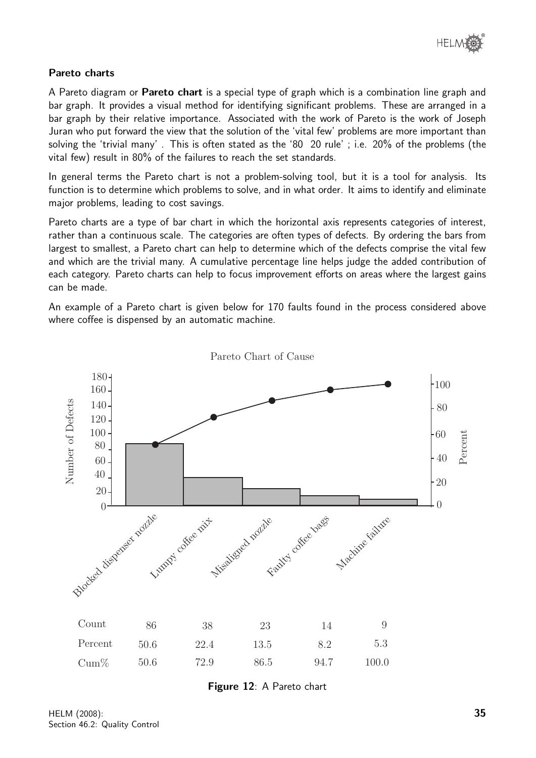### Pareto charts

A Pareto diagram or **Pareto chart** is a special type of graph which is a combination line graph and bar graph. It provides a visual method for identifying significant problems. These are arranged in a bar graph by their relative importance. Associated with the work of Pareto is the work of Joseph Juran who put forward the view that the solution of the 'vital few' problems are more important than solving the 'trivial many' . This is often stated as the '80 20 rule' ; i.e. 20% of the problems (the vital few) result in 80% of the failures to reach the set standards.

In general terms the Pareto chart is not a problem-solving tool, but it is a tool for analysis. Its function is to determine which problems to solve, and in what order. It aims to identify and eliminate major problems, leading to cost savings.

Pareto charts are a type of bar chart in which the horizontal axis represents categories of interest, rather than a continuous scale. The categories are often types of defects. By ordering the bars from largest to smallest, a Pareto chart can help to determine which of the defects comprise the vital few and which are the trivial many. A cumulative percentage line helps judge the added contribution of each category. Pareto charts can help to focus improvement efforts on areas where the largest gains can be made.

An example of a Pareto chart is given below for 170 faults found in the process considered above where coffee is dispensed by an automatic machine.

Pareto Chart of Cause

| | Blocked dispenser nozzle | Lumpy coffee mix | Misaligned nozzle | Faulty coffee bags | Machine failure |
|---|---|---|---|---|---|
| Count | 86 | 38 | 23 | 14 | 9 |
| Percent | 50.6 | 22.4 | 13.5 | 8.2 | 5.3 |
| Cum% | 50.6 | 72.9 | 86.5 | 94.7 | 100.0 |

**Figure 12**: A Pareto chart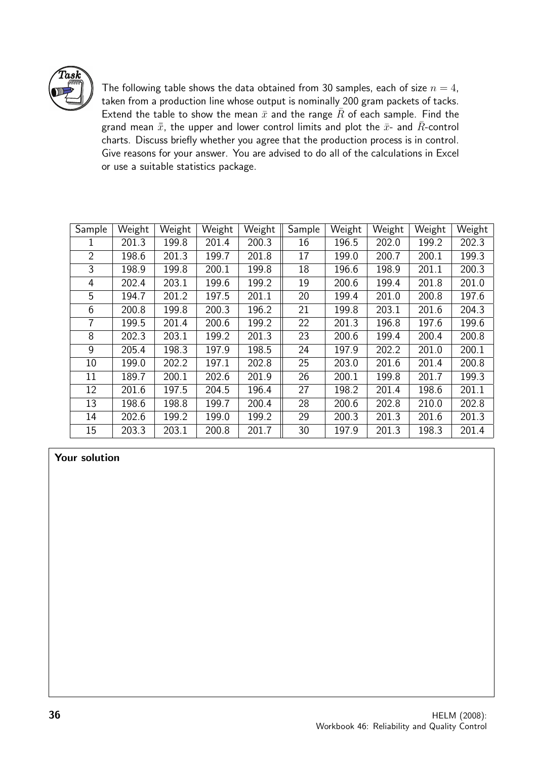**Task**

The following table shows the data obtained from 30 samples, each of size $n = 4$, taken from a production line whose output is nominally 200 gram packets of tacks. Extend the table to show the mean $\bar{x}$ and the range $\bar{R}$ of each sample. Find the grand mean $\bar{\bar{x}}$, the upper and lower control limits and plot the $\bar{x}$- and $\bar{R}$-control charts. Discuss briefly whether you agree that the production process is in control. Give reasons for your answer. You are advised to do all of the calculations in Excel or use a suitable statistics package.

| Sample | Weight | Weight | Weight | Weight | Sample | Weight | Weight | Weight | Weight |
|---|---|---|---|---|---|---|---|---|---|
| 1 | 201.3 | 199.8 | 201.4 | 200.3 | 16 | 196.5 | 202.0 | 199.2 | 202.3 |
| 2 | 198.6 | 201.3 | 199.7 | 201.8 | 17 | 199.0 | 200.7 | 200.1 | 199.3 |
| 3 | 198.9 | 199.8 | 200.1 | 199.8 | 18 | 196.6 | 198.9 | 201.1 | 200.3 |
| 4 | 202.4 | 203.1 | 199.6 | 199.2 | 19 | 200.6 | 199.4 | 201.8 | 201.0 |
| 5 | 194.7 | 201.2 | 197.5 | 201.1 | 20 | 199.4 | 201.0 | 200.8 | 197.6 |
| 6 | 200.8 | 199.8 | 200.3 | 196.2 | 21 | 199.8 | 203.1 | 201.6 | 204.3 |
| 7 | 199.5 | 201.4 | 200.6 | 199.2 | 22 | 201.3 | 196.8 | 197.6 | 199.6 |
| 8 | 202.3 | 203.1 | 199.2 | 201.3 | 23 | 200.6 | 199.4 | 200.4 | 200.8 |
| 9 | 205.4 | 198.3 | 197.9 | 198.5 | 24 | 197.9 | 202.2 | 201.0 | 200.1 |
| 10 | 199.0 | 202.2 | 197.1 | 202.8 | 25 | 203.0 | 201.6 | 201.4 | 200.8 |
| 11 | 189.7 | 200.1 | 202.6 | 201.9 | 26 | 200.1 | 199.8 | 201.7 | 199.3 |
| 12 | 201.6 | 197.5 | 204.5 | 196.4 | 27 | 198.2 | 201.4 | 198.6 | 201.1 |
| 13 | 198.6 | 198.8 | 199.7 | 200.4 | 28 | 200.6 | 202.8 | 210.0 | 202.8 |
| 14 | 202.6 | 199.2 | 199.0 | 199.2 | 29 | 200.3 | 201.3 | 201.6 | 201.3 |
| 15 | 203.3 | 203.1 | 200.8 | 201.7 | 30 | 197.9 | 201.3 | 198.3 | 201.4 |

**Your solution**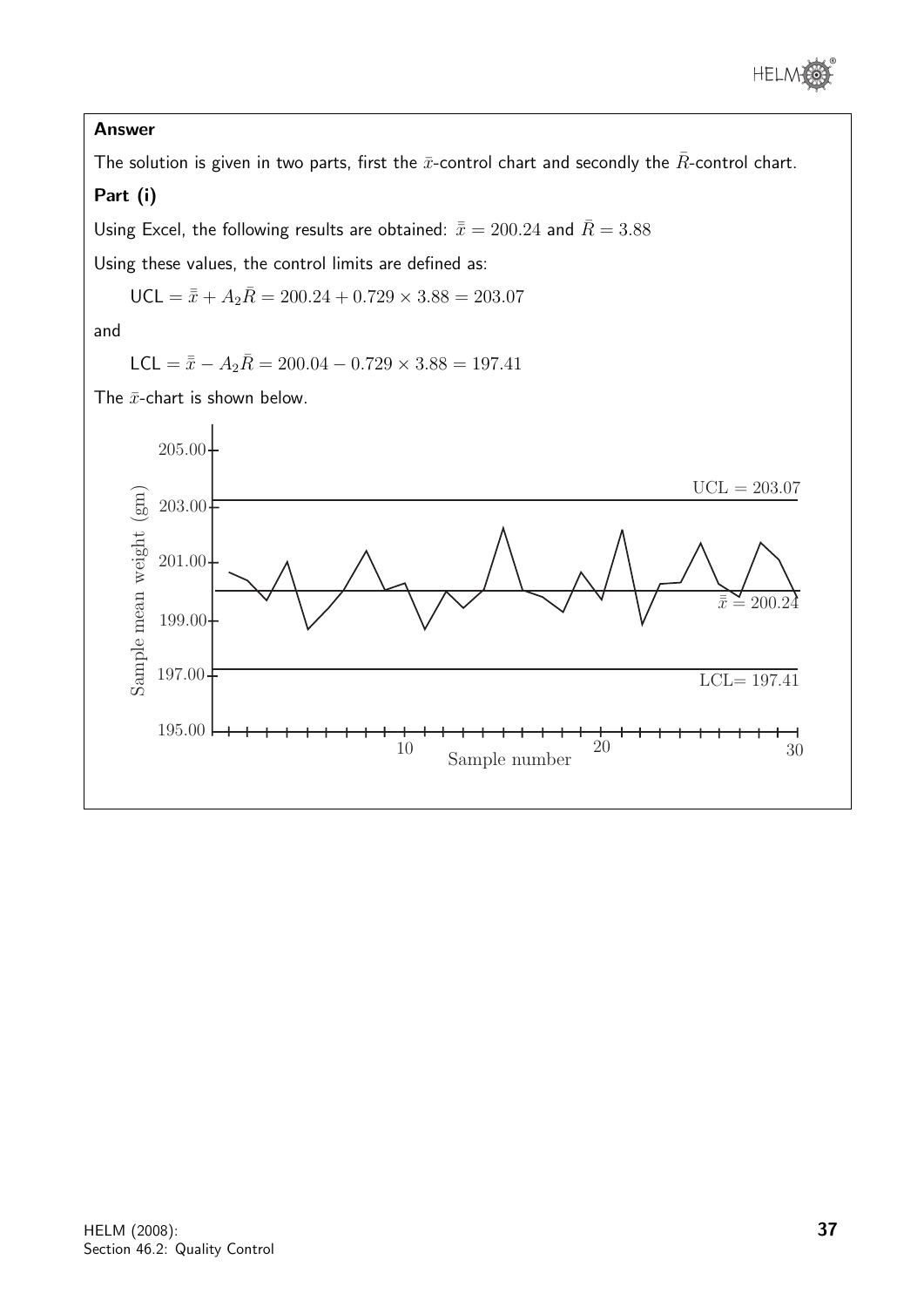**Answer**

The solution is given in two parts, first the $\bar{x}$-control chart and secondly the $\bar{R}$-control chart.

**Part (i)**

Using Excel, the following results are obtained: $\bar{\bar{x}} = 200.24$ and $\bar{R} = 3.88$

Using these values, the control limits are defined as:

$$\text{UCL} = \bar{\bar{x}} + A_2\bar{R} = 200.24 + 0.729 \times 3.88 = 203.07$$

and

$$\text{LCL} = \bar{\bar{x}} - A_2\bar{R} = 200.04 - 0.729 \times 3.88 = 197.41$$

The $\bar{x}$-chart is shown below.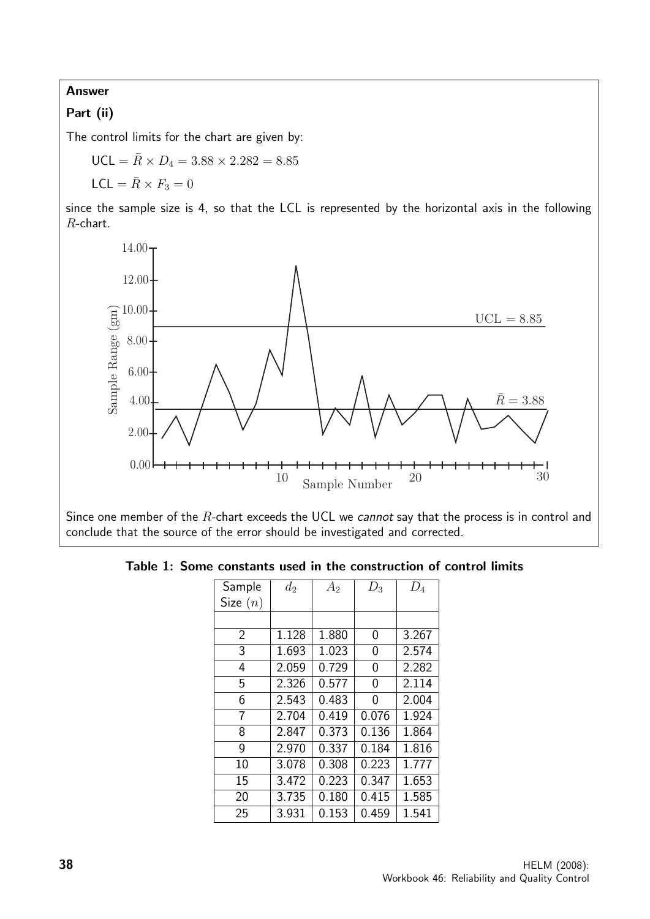**Answer**

**Part (ii)**

The control limits for the chart are given by:

$\text{UCL} = \bar{R} \times D_4 = 3.88 \times 2.282 = 8.85$

$\text{LCL} = \bar{R} \times F_3 = 0$

since the sample size is 4, so that the LCL is represented by the horizontal axis in the following $R$-chart.

14.00
12.00
10.00
8.00
6.00
4.00
2.00
0.00

Sample Range (gm)

UCL = 8.85

$\bar{R} = 3.88$

10
20
30

Sample Number

Since one member of the $R$-chart exceeds the UCL we *cannot* say that the process is in control and conclude that the source of the error should be investigated and corrected.

**Table 1: Some constants used in the construction of control limits**

| Sample Size ($n$) | $d_2$ | $A_2$ | $D_3$ | $D_4$ |
|---|---|---|---|---|
| 2 | 1.128 | 1.880 | 0 | 3.267 |
| 3 | 1.693 | 1.023 | 0 | 2.574 |
| 4 | 2.059 | 0.729 | 0 | 2.282 |
| 5 | 2.326 | 0.577 | 0 | 2.114 |
| 6 | 2.543 | 0.483 | 0 | 2.004 |
| 7 | 2.704 | 0.419 | 0.076 | 1.924 |
| 8 | 2.847 | 0.373 | 0.136 | 1.864 |
| 9 | 2.970 | 0.337 | 0.184 | 1.816 |
| 10 | 3.078 | 0.308 | 0.223 | 1.777 |
| 15 | 3.472 | 0.223 | 0.347 | 1.653 |
| 20 | 3.735 | 0.180 | 0.415 | 1.585 |
| 25 | 3.931 | 0.153 | 0.459 | 1.541 |